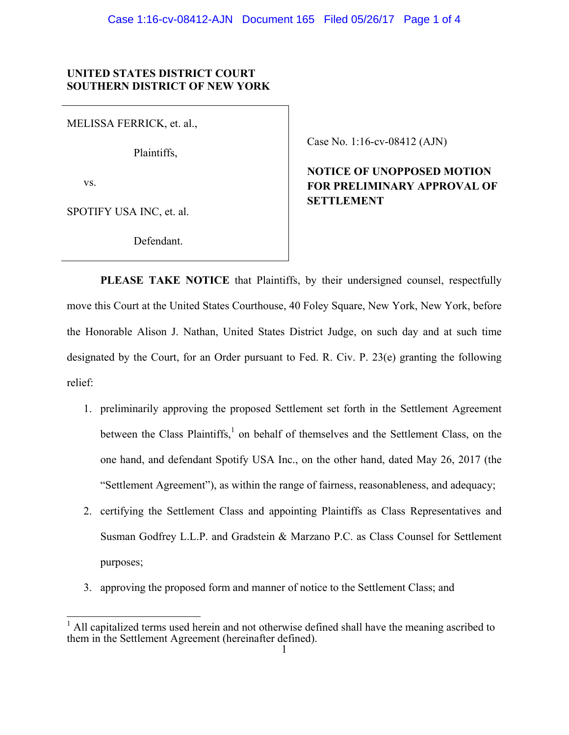**UNITED STATES DISTRICT COURT**
**SOUTHERN DISTRICT OF NEW YORK**

MELISSA FERRICK, et. al.,

Plaintiffs,

vs.

SPOTIFY USA INC, et. al.

Defendant.

Case No. 1:16-cv-08412 (AJN)

**NOTICE OF UNOPPOSED MOTION FOR PRELIMINARY APPROVAL OF SETTLEMENT**

**PLEASE TAKE NOTICE** that Plaintiffs, by their undersigned counsel, respectfully move this Court at the United States Courthouse, 40 Foley Square, New York, New York, before the Honorable Alison J. Nathan, United States District Judge, on such day and at such time designated by the Court, for an Order pursuant to Fed. R. Civ. P. 23(e) granting the following relief:

1. preliminarily approving the proposed Settlement set forth in the Settlement Agreement between the Class Plaintiffs,[1] on behalf of themselves and the Settlement Class, on the one hand, and defendant Spotify USA Inc., on the other hand, dated May 26, 2017 (the "Settlement Agreement"), as within the range of fairness, reasonableness, and adequacy;
2. certifying the Settlement Class and appointing Plaintiffs as Class Representatives and Susman Godfrey L.L.P. and Gradstein & Marzano P.C. as Class Counsel for Settlement purposes;
3. approving the proposed form and manner of notice to the Settlement Class; and

[1] All capitalized terms used herein and not otherwise defined shall have the meaning ascribed to them in the Settlement Agreement (hereinafter defined).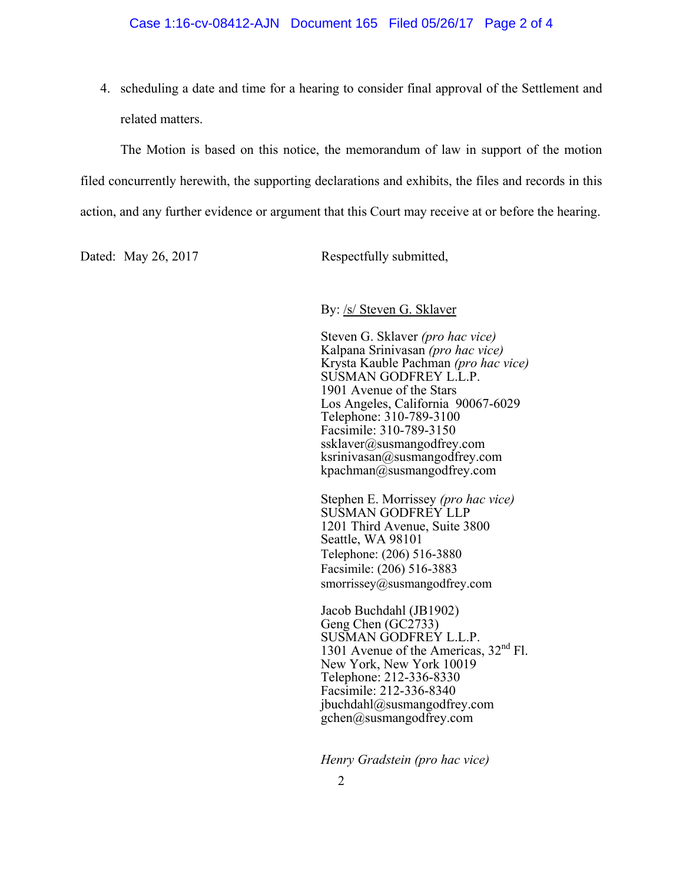4. scheduling a date and time for a hearing to consider final approval of the Settlement and related matters.

The Motion is based on this notice, the memorandum of law in support of the motion filed concurrently herewith, the supporting declarations and exhibits, the files and records in this action, and any further evidence or argument that this Court may receive at or before the hearing.

Dated: May 26, 2017

Respectfully submitted,

By: /s/ Steven G. Sklaver

Steven G. Sklaver *(pro hac vice)*
Kalpana Srinivasan *(pro hac vice)*
Krysta Kauble Pachman *(pro hac vice)*
SUSMAN GODFREY L.L.P.
1901 Avenue of the Stars
Los Angeles, California 90067-6029
Telephone: 310-789-3100
Facsimile: 310-789-3150
ssklaver@susmangodfrey.com
ksrinivasan@susmangodfrey.com
kpachman@susmangodfrey.com

Stephen E. Morrissey *(pro hac vice)*
SUSMAN GODFREY LLP
1201 Third Avenue, Suite 3800
Seattle, WA 98101
Telephone: (206) 516-3880
Facsimile: (206) 516-3883
smorrissey@susmangodfrey.com

Jacob Buchdahl (JB1902)
Geng Chen (GC2733)
SUSMAN GODFREY L.L.P.
1301 Avenue of the Americas, 32nd Fl.
New York, New York 10019
Telephone: 212-336-8330
Facsimile: 212-336-8340
jbuchdahl@susmangodfrey.com
gchen@susmangodfrey.com

*Henry Gradstein (pro hac vice)*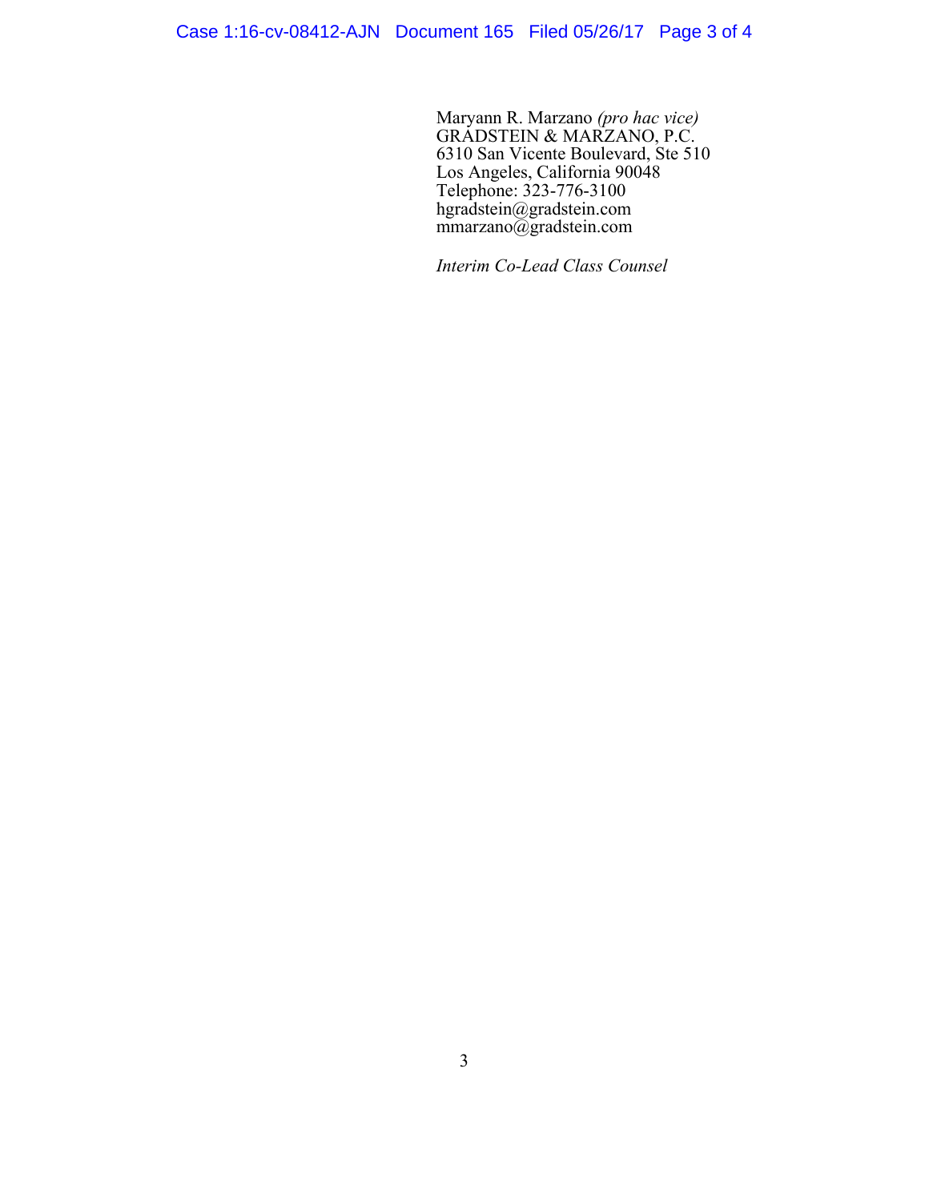Maryann R. Marzano *(pro hac vice)*
GRADSTEIN & MARZANO, P.C.
6310 San Vicente Boulevard, Ste 510
Los Angeles, California 90048
Telephone: 323-776-3100
hgradstein@gradstein.com
mmarzano@gradstein.com

*Interim Co-Lead Class Counsel*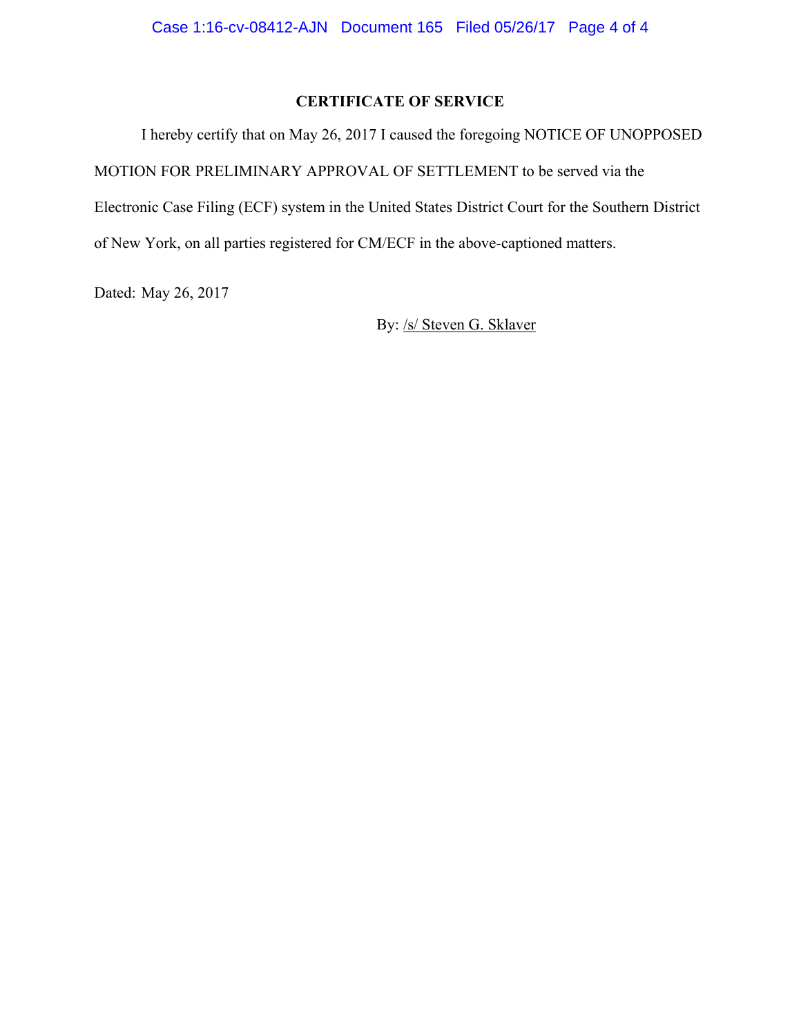## CERTIFICATE OF SERVICE

I hereby certify that on May 26, 2017 I caused the foregoing NOTICE OF UNOPPOSED MOTION FOR PRELIMINARY APPROVAL OF SETTLEMENT to be served via the Electronic Case Filing (ECF) system in the United States District Court for the Southern District of New York, on all parties registered for CM/ECF in the above-captioned matters.

Dated: May 26, 2017

By: /s/ Steven G. Sklaver